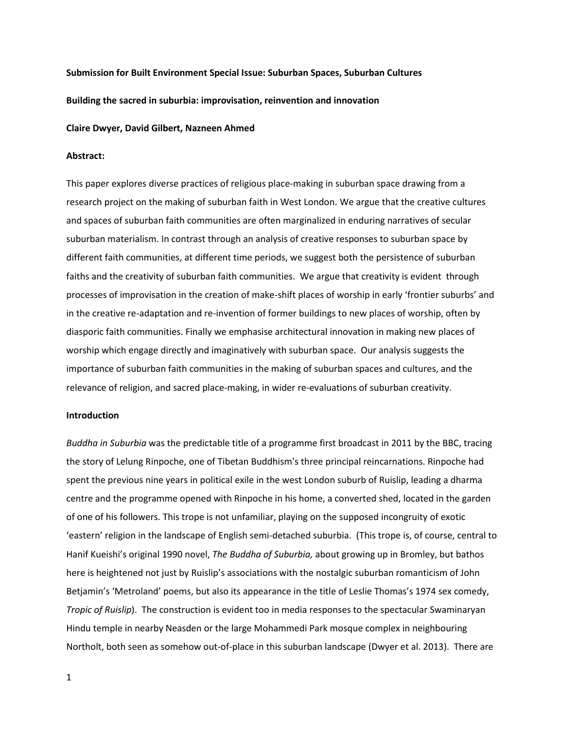**Submission for Built Environment Special Issue: Suburban Spaces, Suburban Cultures**

# Building the sacred in suburbia: improvisation, reinvention and innovation

**Claire Dwyer, David Gilbert, Nazneen Ahmed**

## Abstract:

This paper explores diverse practices of religious place-making in suburban space drawing from a research project on the making of suburban faith in West London. We argue that the creative cultures and spaces of suburban faith communities are often marginalized in enduring narratives of secular suburban materialism. In contrast through an analysis of creative responses to suburban space by different faith communities, at different time periods, we suggest both the persistence of suburban faiths and the creativity of suburban faith communities. We argue that creativity is evident through processes of improvisation in the creation of make-shift places of worship in early 'frontier suburbs' and in the creative re-adaptation and re-invention of former buildings to new places of worship, often by diasporic faith communities. Finally we emphasise architectural innovation in making new places of worship which engage directly and imaginatively with suburban space. Our analysis suggests the importance of suburban faith communities in the making of suburban spaces and cultures, and the relevance of religion, and sacred place-making, in wider re-evaluations of suburban creativity.

## Introduction

*Buddha in Suburbia* was the predictable title of a programme first broadcast in 2011 by the BBC, tracing the story of Lelung Rinpoche, one of Tibetan Buddhism's three principal reincarnations. Rinpoche had spent the previous nine years in political exile in the west London suburb of Ruislip, leading a dharma centre and the programme opened with Rinpoche in his home, a converted shed, located in the garden of one of his followers. This trope is not unfamiliar, playing on the supposed incongruity of exotic 'eastern' religion in the landscape of English semi-detached suburbia. (This trope is, of course, central to Hanif Kueishi's original 1990 novel, *The Buddha of Suburbia,* about growing up in Bromley, but bathos here is heightened not just by Ruislip's associations with the nostalgic suburban romanticism of John Betjamin's 'Metroland' poems, but also its appearance in the title of Leslie Thomas's 1974 sex comedy, *Tropic of Ruislip*). The construction is evident too in media responses to the spectacular Swaminaryan Hindu temple in nearby Neasden or the large Mohammedi Park mosque complex in neighbouring Northolt, both seen as somehow out-of-place in this suburban landscape (Dwyer et al. 2013). There are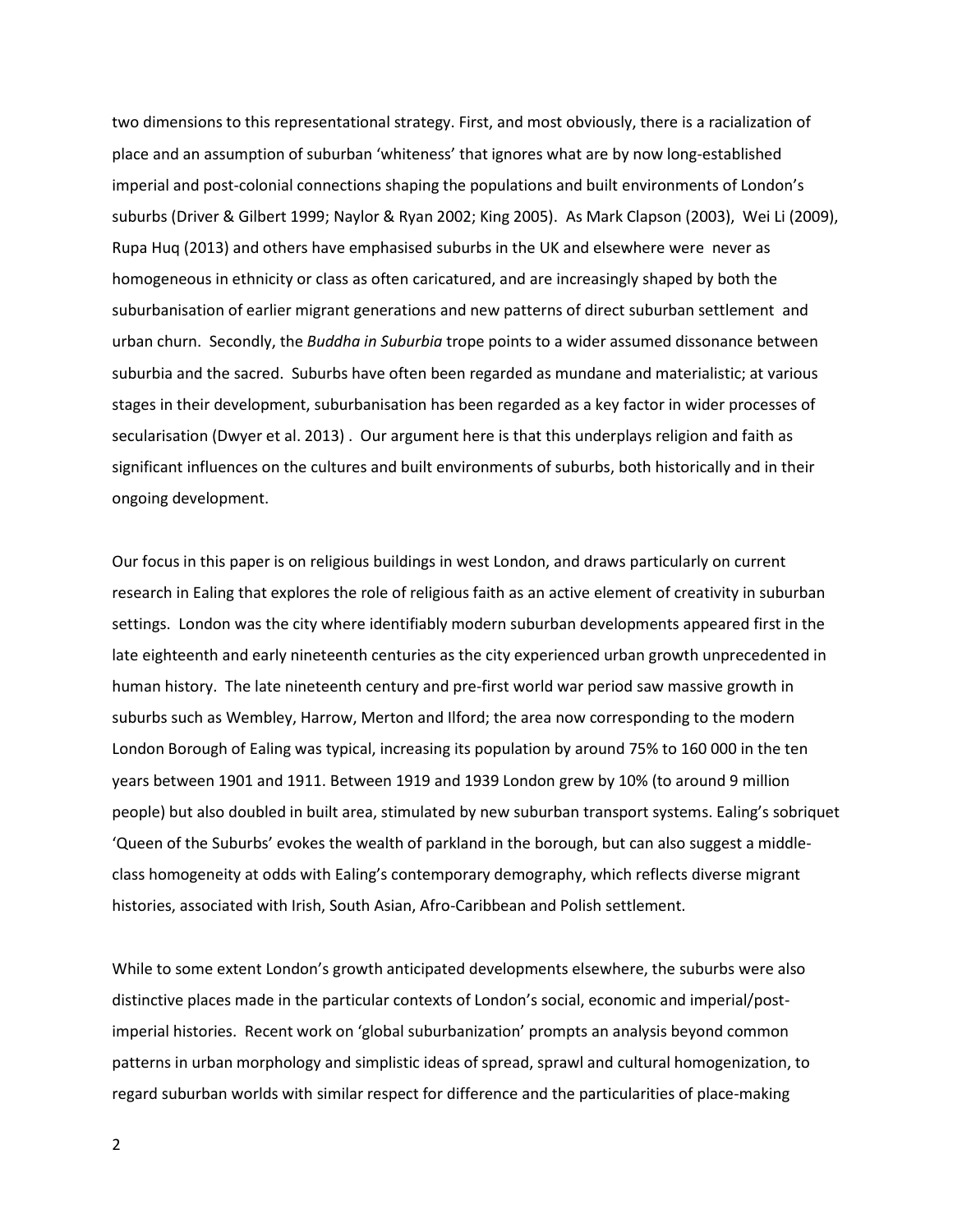two dimensions to this representational strategy. First, and most obviously, there is a racialization of place and an assumption of suburban 'whiteness' that ignores what are by now long-established imperial and post-colonial connections shaping the populations and built environments of London's suburbs (Driver & Gilbert 1999; Naylor & Ryan 2002; King 2005). As Mark Clapson (2003), Wei Li (2009), Rupa Huq (2013) and others have emphasised suburbs in the UK and elsewhere were never as homogeneous in ethnicity or class as often caricatured, and are increasingly shaped by both the suburbanisation of earlier migrant generations and new patterns of direct suburban settlement and urban churn. Secondly, the *Buddha in Suburbia* trope points to a wider assumed dissonance between suburbia and the sacred. Suburbs have often been regarded as mundane and materialistic; at various stages in their development, suburbanisation has been regarded as a key factor in wider processes of secularisation (Dwyer et al. 2013) . Our argument here is that this underplays religion and faith as significant influences on the cultures and built environments of suburbs, both historically and in their ongoing development.

Our focus in this paper is on religious buildings in west London, and draws particularly on current research in Ealing that explores the role of religious faith as an active element of creativity in suburban settings. London was the city where identifiably modern suburban developments appeared first in the late eighteenth and early nineteenth centuries as the city experienced urban growth unprecedented in human history. The late nineteenth century and pre-first world war period saw massive growth in suburbs such as Wembley, Harrow, Merton and Ilford; the area now corresponding to the modern London Borough of Ealing was typical, increasing its population by around 75% to 160 000 in the ten years between 1901 and 1911. Between 1919 and 1939 London grew by 10% (to around 9 million people) but also doubled in built area, stimulated by new suburban transport systems. Ealing's sobriquet 'Queen of the Suburbs' evokes the wealth of parkland in the borough, but can also suggest a middle-class homogeneity at odds with Ealing's contemporary demography, which reflects diverse migrant histories, associated with Irish, South Asian, Afro-Caribbean and Polish settlement.

While to some extent London's growth anticipated developments elsewhere, the suburbs were also distinctive places made in the particular contexts of London's social, economic and imperial/post-imperial histories. Recent work on 'global suburbanization' prompts an analysis beyond common patterns in urban morphology and simplistic ideas of spread, sprawl and cultural homogenization, to regard suburban worlds with similar respect for difference and the particularities of place-making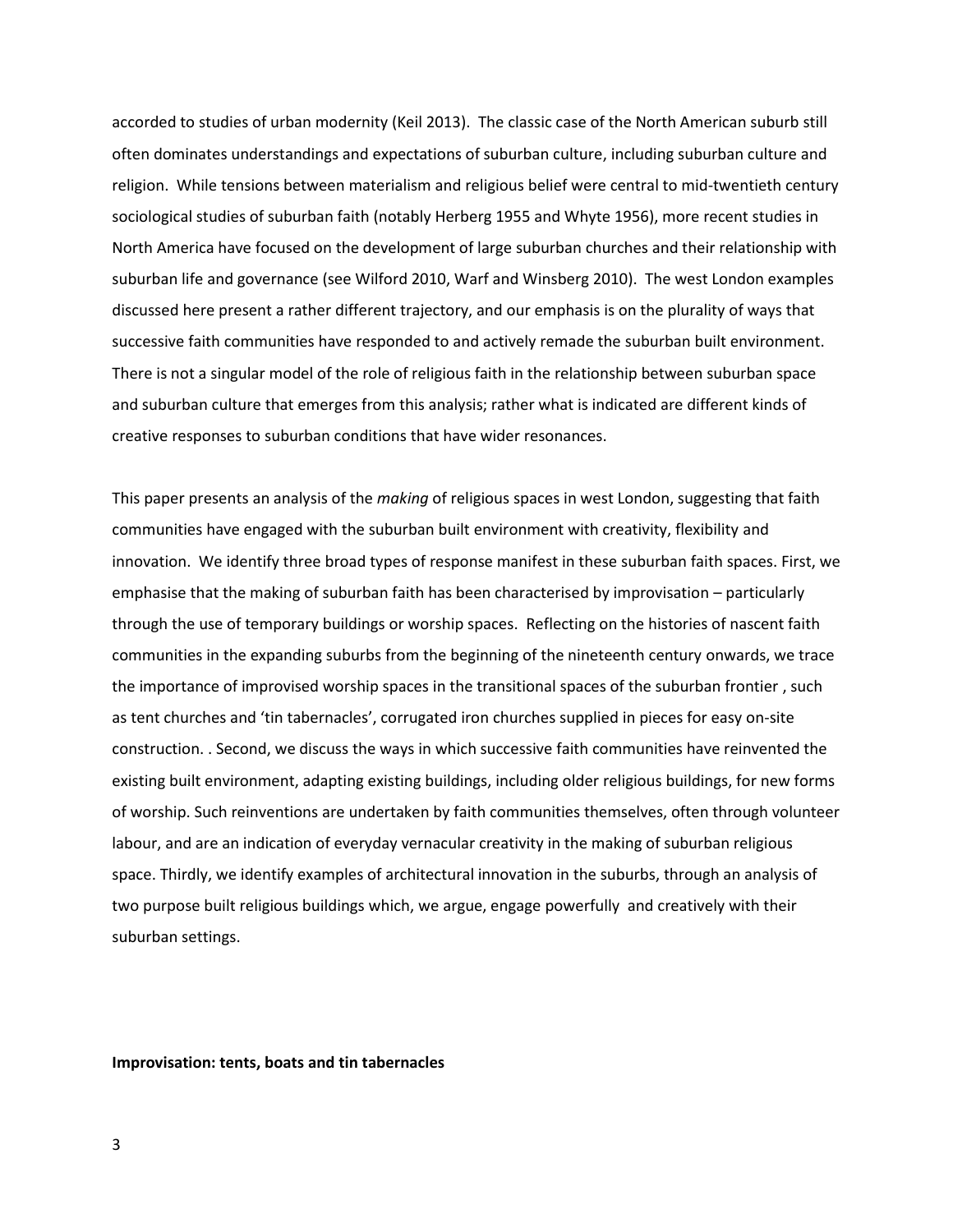accorded to studies of urban modernity (Keil 2013). The classic case of the North American suburb still often dominates understandings and expectations of suburban culture, including suburban culture and religion. While tensions between materialism and religious belief were central to mid-twentieth century sociological studies of suburban faith (notably Herberg 1955 and Whyte 1956), more recent studies in North America have focused on the development of large suburban churches and their relationship with suburban life and governance (see Wilford 2010, Warf and Winsberg 2010). The west London examples discussed here present a rather different trajectory, and our emphasis is on the plurality of ways that successive faith communities have responded to and actively remade the suburban built environment. There is not a singular model of the role of religious faith in the relationship between suburban space and suburban culture that emerges from this analysis; rather what is indicated are different kinds of creative responses to suburban conditions that have wider resonances.

This paper presents an analysis of the *making* of religious spaces in west London, suggesting that faith communities have engaged with the suburban built environment with creativity, flexibility and innovation. We identify three broad types of response manifest in these suburban faith spaces. First, we emphasise that the making of suburban faith has been characterised by improvisation – particularly through the use of temporary buildings or worship spaces. Reflecting on the histories of nascent faith communities in the expanding suburbs from the beginning of the nineteenth century onwards, we trace the importance of improvised worship spaces in the transitional spaces of the suburban frontier , such as tent churches and 'tin tabernacles', corrugated iron churches supplied in pieces for easy on-site construction. . Second, we discuss the ways in which successive faith communities have reinvented the existing built environment, adapting existing buildings, including older religious buildings, for new forms of worship. Such reinventions are undertaken by faith communities themselves, often through volunteer labour, and are an indication of everyday vernacular creativity in the making of suburban religious space. Thirdly, we identify examples of architectural innovation in the suburbs, through an analysis of two purpose built religious buildings which, we argue, engage powerfully and creatively with their suburban settings.

**Improvisation: tents, boats and tin tabernacles**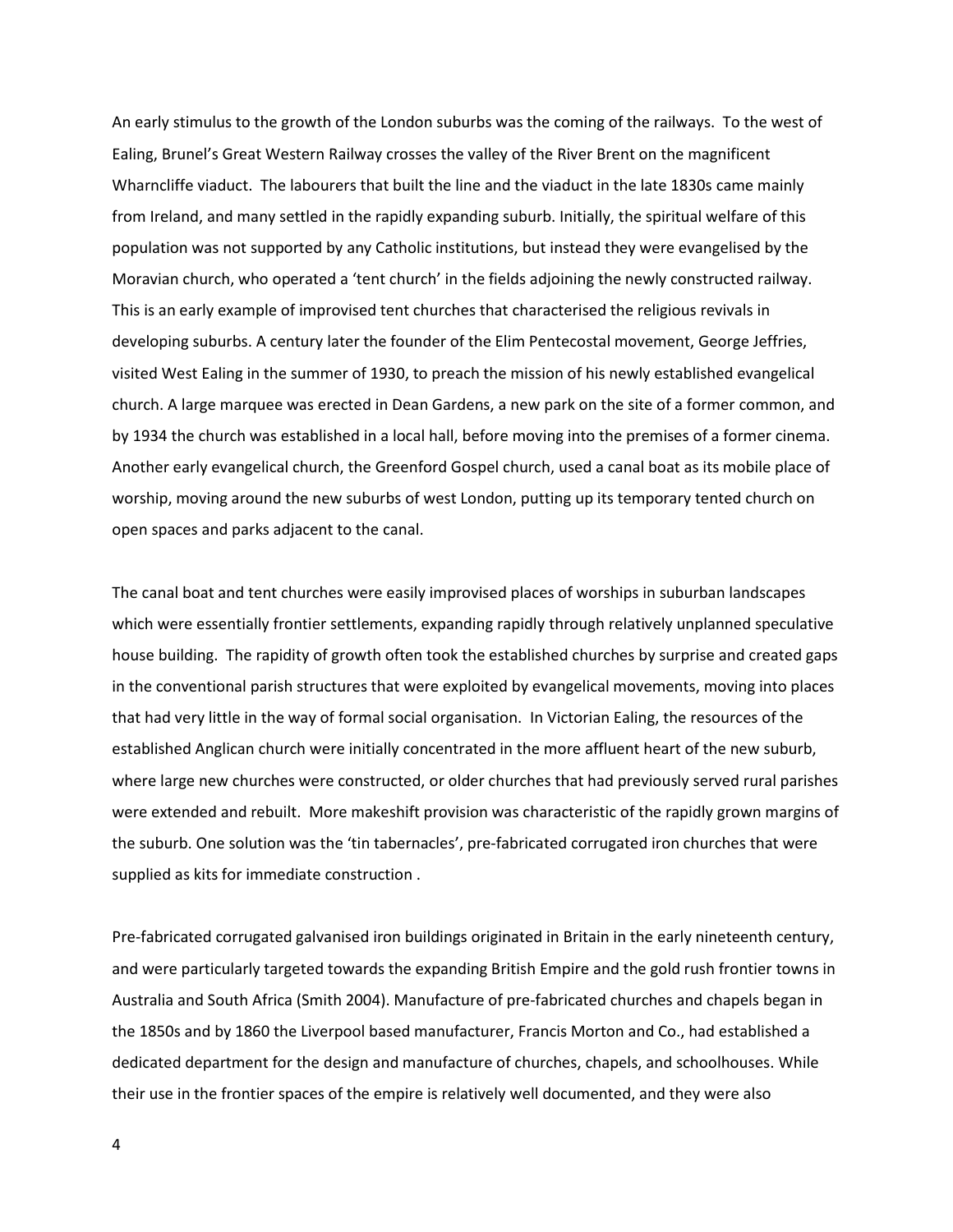An early stimulus to the growth of the London suburbs was the coming of the railways. To the west of Ealing, Brunel's Great Western Railway crosses the valley of the River Brent on the magnificent Wharncliffe viaduct. The labourers that built the line and the viaduct in the late 1830s came mainly from Ireland, and many settled in the rapidly expanding suburb. Initially, the spiritual welfare of this population was not supported by any Catholic institutions, but instead they were evangelised by the Moravian church, who operated a 'tent church' in the fields adjoining the newly constructed railway. This is an early example of improvised tent churches that characterised the religious revivals in developing suburbs. A century later the founder of the Elim Pentecostal movement, George Jeffries, visited West Ealing in the summer of 1930, to preach the mission of his newly established evangelical church. A large marquee was erected in Dean Gardens, a new park on the site of a former common, and by 1934 the church was established in a local hall, before moving into the premises of a former cinema. Another early evangelical church, the Greenford Gospel church, used a canal boat as its mobile place of worship, moving around the new suburbs of west London, putting up its temporary tented church on open spaces and parks adjacent to the canal.

The canal boat and tent churches were easily improvised places of worships in suburban landscapes which were essentially frontier settlements, expanding rapidly through relatively unplanned speculative house building. The rapidity of growth often took the established churches by surprise and created gaps in the conventional parish structures that were exploited by evangelical movements, moving into places that had very little in the way of formal social organisation. In Victorian Ealing, the resources of the established Anglican church were initially concentrated in the more affluent heart of the new suburb, where large new churches were constructed, or older churches that had previously served rural parishes were extended and rebuilt. More makeshift provision was characteristic of the rapidly grown margins of the suburb. One solution was the 'tin tabernacles', pre-fabricated corrugated iron churches that were supplied as kits for immediate construction .

Pre-fabricated corrugated galvanised iron buildings originated in Britain in the early nineteenth century, and were particularly targeted towards the expanding British Empire and the gold rush frontier towns in Australia and South Africa (Smith 2004). Manufacture of pre-fabricated churches and chapels began in the 1850s and by 1860 the Liverpool based manufacturer, Francis Morton and Co., had established a dedicated department for the design and manufacture of churches, chapels, and schoolhouses. While their use in the frontier spaces of the empire is relatively well documented, and they were also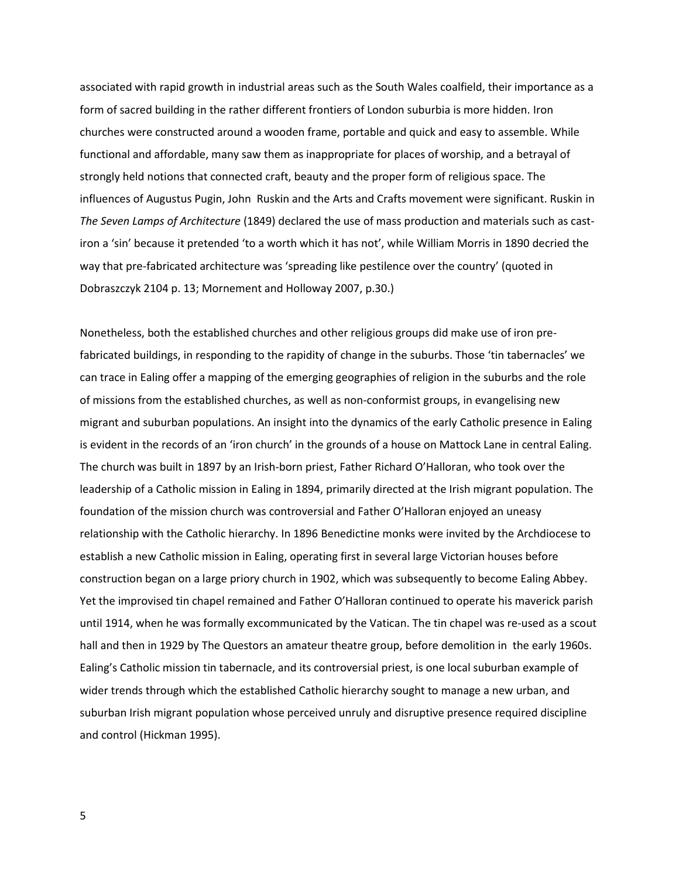associated with rapid growth in industrial areas such as the South Wales coalfield, their importance as a form of sacred building in the rather different frontiers of London suburbia is more hidden. Iron churches were constructed around a wooden frame, portable and quick and easy to assemble. While functional and affordable, many saw them as inappropriate for places of worship, and a betrayal of strongly held notions that connected craft, beauty and the proper form of religious space. The influences of Augustus Pugin, John Ruskin and the Arts and Crafts movement were significant. Ruskin in *The Seven Lamps of Architecture* (1849) declared the use of mass production and materials such as cast-iron a 'sin' because it pretended 'to a worth which it has not', while William Morris in 1890 decried the way that pre-fabricated architecture was 'spreading like pestilence over the country' (quoted in Dobraszczyk 2104 p. 13; Mornement and Holloway 2007, p.30.)

Nonetheless, both the established churches and other religious groups did make use of iron pre-fabricated buildings, in responding to the rapidity of change in the suburbs. Those 'tin tabernacles' we can trace in Ealing offer a mapping of the emerging geographies of religion in the suburbs and the role of missions from the established churches, as well as non-conformist groups, in evangelising new migrant and suburban populations. An insight into the dynamics of the early Catholic presence in Ealing is evident in the records of an 'iron church' in the grounds of a house on Mattock Lane in central Ealing. The church was built in 1897 by an Irish-born priest, Father Richard O'Halloran, who took over the leadership of a Catholic mission in Ealing in 1894, primarily directed at the Irish migrant population. The foundation of the mission church was controversial and Father O'Halloran enjoyed an uneasy relationship with the Catholic hierarchy. In 1896 Benedictine monks were invited by the Archdiocese to establish a new Catholic mission in Ealing, operating first in several large Victorian houses before construction began on a large priory church in 1902, which was subsequently to become Ealing Abbey. Yet the improvised tin chapel remained and Father O'Halloran continued to operate his maverick parish until 1914, when he was formally excommunicated by the Vatican. The tin chapel was re-used as a scout hall and then in 1929 by The Questors an amateur theatre group, before demolition in the early 1960s. Ealing's Catholic mission tin tabernacle, and its controversial priest, is one local suburban example of wider trends through which the established Catholic hierarchy sought to manage a new urban, and suburban Irish migrant population whose perceived unruly and disruptive presence required discipline and control (Hickman 1995).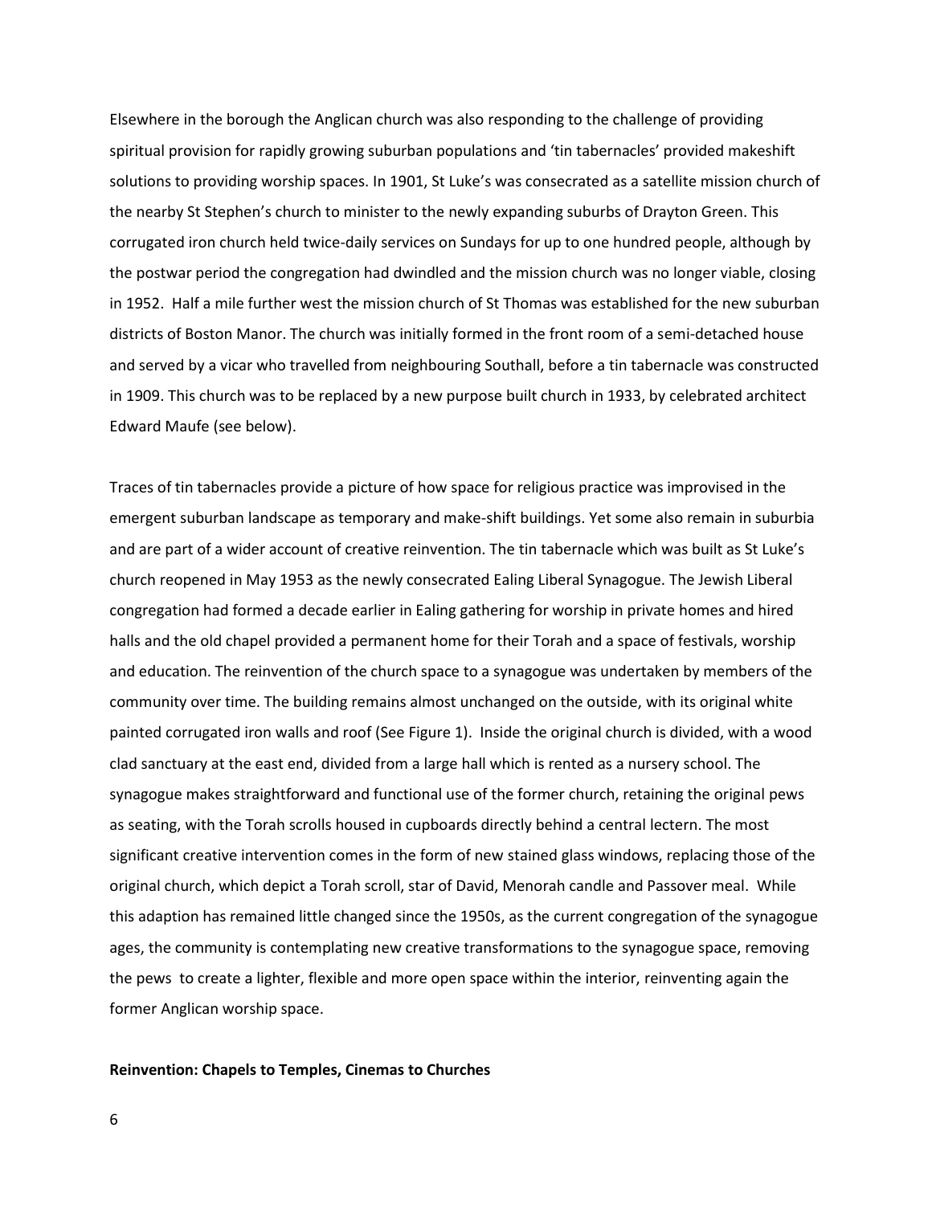Elsewhere in the borough the Anglican church was also responding to the challenge of providing spiritual provision for rapidly growing suburban populations and 'tin tabernacles' provided makeshift solutions to providing worship spaces. In 1901, St Luke's was consecrated as a satellite mission church of the nearby St Stephen's church to minister to the newly expanding suburbs of Drayton Green. This corrugated iron church held twice-daily services on Sundays for up to one hundred people, although by the postwar period the congregation had dwindled and the mission church was no longer viable, closing in 1952. Half a mile further west the mission church of St Thomas was established for the new suburban districts of Boston Manor. The church was initially formed in the front room of a semi-detached house and served by a vicar who travelled from neighbouring Southall, before a tin tabernacle was constructed in 1909. This church was to be replaced by a new purpose built church in 1933, by celebrated architect Edward Maufe (see below).

Traces of tin tabernacles provide a picture of how space for religious practice was improvised in the emergent suburban landscape as temporary and make-shift buildings. Yet some also remain in suburbia and are part of a wider account of creative reinvention. The tin tabernacle which was built as St Luke's church reopened in May 1953 as the newly consecrated Ealing Liberal Synagogue. The Jewish Liberal congregation had formed a decade earlier in Ealing gathering for worship in private homes and hired halls and the old chapel provided a permanent home for their Torah and a space of festivals, worship and education. The reinvention of the church space to a synagogue was undertaken by members of the community over time. The building remains almost unchanged on the outside, with its original white painted corrugated iron walls and roof (See Figure 1). Inside the original church is divided, with a wood clad sanctuary at the east end, divided from a large hall which is rented as a nursery school. The synagogue makes straightforward and functional use of the former church, retaining the original pews as seating, with the Torah scrolls housed in cupboards directly behind a central lectern. The most significant creative intervention comes in the form of new stained glass windows, replacing those of the original church, which depict a Torah scroll, star of David, Menorah candle and Passover meal. While this adaption has remained little changed since the 1950s, as the current congregation of the synagogue ages, the community is contemplating new creative transformations to the synagogue space, removing the pews to create a lighter, flexible and more open space within the interior, reinventing again the former Anglican worship space.

**Reinvention: Chapels to Temples, Cinemas to Churches**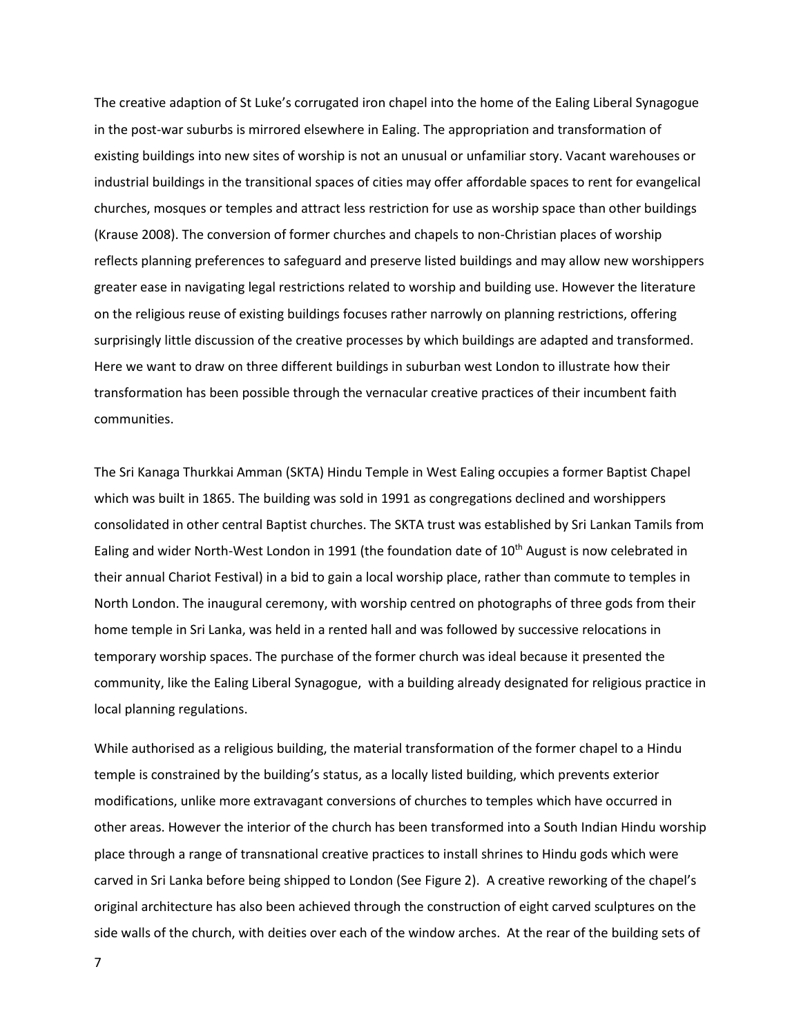The creative adaption of St Luke's corrugated iron chapel into the home of the Ealing Liberal Synagogue in the post-war suburbs is mirrored elsewhere in Ealing. The appropriation and transformation of existing buildings into new sites of worship is not an unusual or unfamiliar story. Vacant warehouses or industrial buildings in the transitional spaces of cities may offer affordable spaces to rent for evangelical churches, mosques or temples and attract less restriction for use as worship space than other buildings (Krause 2008). The conversion of former churches and chapels to non-Christian places of worship reflects planning preferences to safeguard and preserve listed buildings and may allow new worshippers greater ease in navigating legal restrictions related to worship and building use. However the literature on the religious reuse of existing buildings focuses rather narrowly on planning restrictions, offering surprisingly little discussion of the creative processes by which buildings are adapted and transformed. Here we want to draw on three different buildings in suburban west London to illustrate how their transformation has been possible through the vernacular creative practices of their incumbent faith communities.

The Sri Kanaga Thurkkai Amman (SKTA) Hindu Temple in West Ealing occupies a former Baptist Chapel which was built in 1865. The building was sold in 1991 as congregations declined and worshippers consolidated in other central Baptist churches. The SKTA trust was established by Sri Lankan Tamils from Ealing and wider North-West London in 1991 (the foundation date of 10th August is now celebrated in their annual Chariot Festival) in a bid to gain a local worship place, rather than commute to temples in North London. The inaugural ceremony, with worship centred on photographs of three gods from their home temple in Sri Lanka, was held in a rented hall and was followed by successive relocations in temporary worship spaces. The purchase of the former church was ideal because it presented the community, like the Ealing Liberal Synagogue, with a building already designated for religious practice in local planning regulations.

While authorised as a religious building, the material transformation of the former chapel to a Hindu temple is constrained by the building's status, as a locally listed building, which prevents exterior modifications, unlike more extravagant conversions of churches to temples which have occurred in other areas. However the interior of the church has been transformed into a South Indian Hindu worship place through a range of transnational creative practices to install shrines to Hindu gods which were carved in Sri Lanka before being shipped to London (See Figure 2). A creative reworking of the chapel's original architecture has also been achieved through the construction of eight carved sculptures on the side walls of the church, with deities over each of the window arches. At the rear of the building sets of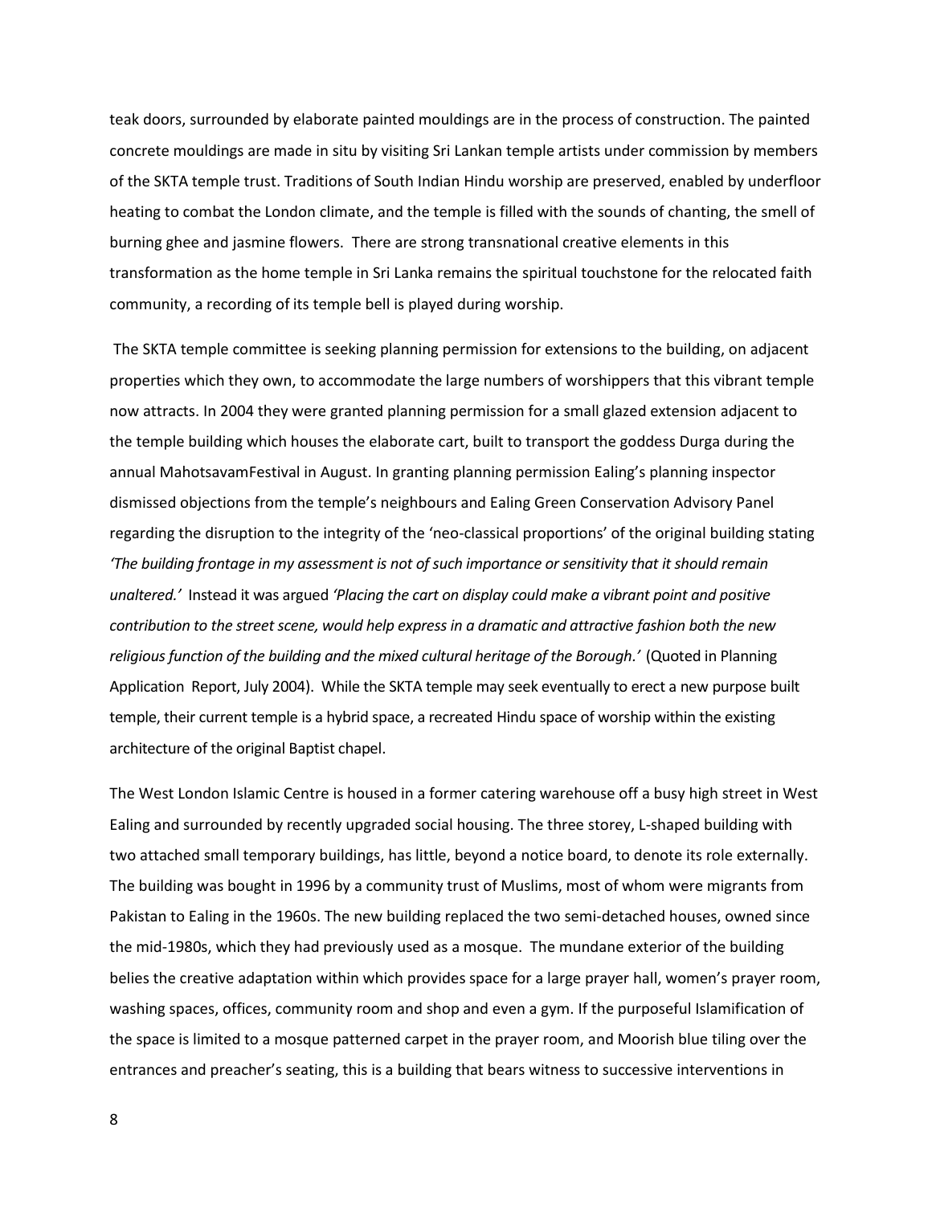teak doors, surrounded by elaborate painted mouldings are in the process of construction. The painted concrete mouldings are made in situ by visiting Sri Lankan temple artists under commission by members of the SKTA temple trust. Traditions of South Indian Hindu worship are preserved, enabled by underfloor heating to combat the London climate, and the temple is filled with the sounds of chanting, the smell of burning ghee and jasmine flowers. There are strong transnational creative elements in this transformation as the home temple in Sri Lanka remains the spiritual touchstone for the relocated faith community, a recording of its temple bell is played during worship.

The SKTA temple committee is seeking planning permission for extensions to the building, on adjacent properties which they own, to accommodate the large numbers of worshippers that this vibrant temple now attracts. In 2004 they were granted planning permission for a small glazed extension adjacent to the temple building which houses the elaborate cart, built to transport the goddess Durga during the annual MahotsavamFestival in August. In granting planning permission Ealing's planning inspector dismissed objections from the temple's neighbours and Ealing Green Conservation Advisory Panel regarding the disruption to the integrity of the 'neo-classical proportions' of the original building stating *'The building frontage in my assessment is not of such importance or sensitivity that it should remain unaltered.'* Instead it was argued *'Placing the cart on display could make a vibrant point and positive contribution to the street scene, would help express in a dramatic and attractive fashion both the new religious function of the building and the mixed cultural heritage of the Borough.'* (Quoted in Planning Application Report, July 2004). While the SKTA temple may seek eventually to erect a new purpose built temple, their current temple is a hybrid space, a recreated Hindu space of worship within the existing architecture of the original Baptist chapel.

The West London Islamic Centre is housed in a former catering warehouse off a busy high street in West Ealing and surrounded by recently upgraded social housing. The three storey, L-shaped building with two attached small temporary buildings, has little, beyond a notice board, to denote its role externally. The building was bought in 1996 by a community trust of Muslims, most of whom were migrants from Pakistan to Ealing in the 1960s. The new building replaced the two semi-detached houses, owned since the mid-1980s, which they had previously used as a mosque. The mundane exterior of the building belies the creative adaptation within which provides space for a large prayer hall, women's prayer room, washing spaces, offices, community room and shop and even a gym. If the purposeful Islamification of the space is limited to a mosque patterned carpet in the prayer room, and Moorish blue tiling over the entrances and preacher's seating, this is a building that bears witness to successive interventions in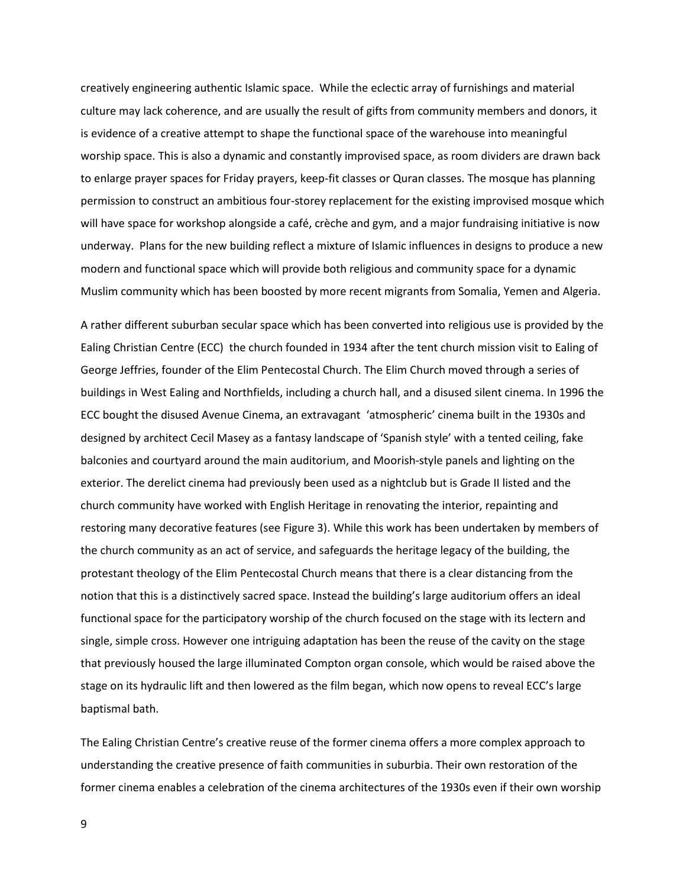creatively engineering authentic Islamic space. While the eclectic array of furnishings and material culture may lack coherence, and are usually the result of gifts from community members and donors, it is evidence of a creative attempt to shape the functional space of the warehouse into meaningful worship space. This is also a dynamic and constantly improvised space, as room dividers are drawn back to enlarge prayer spaces for Friday prayers, keep-fit classes or Quran classes. The mosque has planning permission to construct an ambitious four-storey replacement for the existing improvised mosque which will have space for workshop alongside a café, crèche and gym, and a major fundraising initiative is now underway. Plans for the new building reflect a mixture of Islamic influences in designs to produce a new modern and functional space which will provide both religious and community space for a dynamic Muslim community which has been boosted by more recent migrants from Somalia, Yemen and Algeria.

A rather different suburban secular space which has been converted into religious use is provided by the Ealing Christian Centre (ECC) the church founded in 1934 after the tent church mission visit to Ealing of George Jeffries, founder of the Elim Pentecostal Church. The Elim Church moved through a series of buildings in West Ealing and Northfields, including a church hall, and a disused silent cinema. In 1996 the ECC bought the disused Avenue Cinema, an extravagant 'atmospheric' cinema built in the 1930s and designed by architect Cecil Masey as a fantasy landscape of 'Spanish style' with a tented ceiling, fake balconies and courtyard around the main auditorium, and Moorish-style panels and lighting on the exterior. The derelict cinema had previously been used as a nightclub but is Grade II listed and the church community have worked with English Heritage in renovating the interior, repainting and restoring many decorative features (see Figure 3). While this work has been undertaken by members of the church community as an act of service, and safeguards the heritage legacy of the building, the protestant theology of the Elim Pentecostal Church means that there is a clear distancing from the notion that this is a distinctively sacred space. Instead the building's large auditorium offers an ideal functional space for the participatory worship of the church focused on the stage with its lectern and single, simple cross. However one intriguing adaptation has been the reuse of the cavity on the stage that previously housed the large illuminated Compton organ console, which would be raised above the stage on its hydraulic lift and then lowered as the film began, which now opens to reveal ECC's large baptismal bath.

The Ealing Christian Centre's creative reuse of the former cinema offers a more complex approach to understanding the creative presence of faith communities in suburbia. Their own restoration of the former cinema enables a celebration of the cinema architectures of the 1930s even if their own worship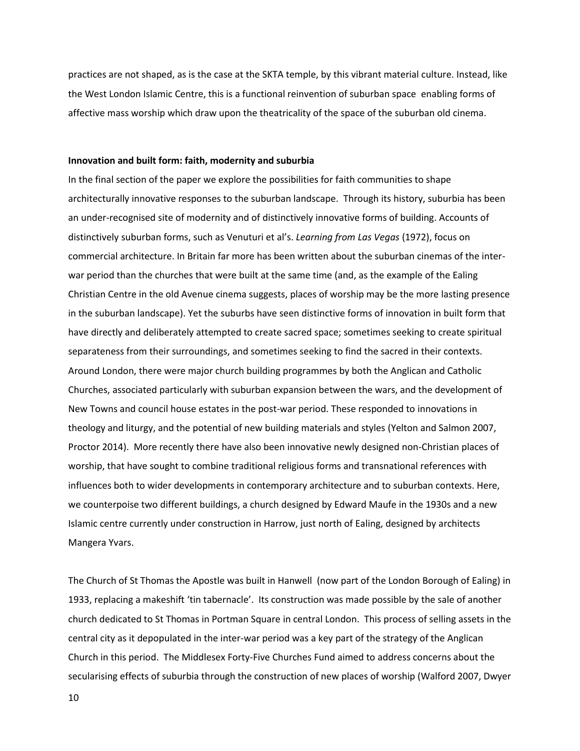practices are not shaped, as is the case at the SKTA temple, by this vibrant material culture. Instead, like the West London Islamic Centre, this is a functional reinvention of suburban space enabling forms of affective mass worship which draw upon the theatricality of the space of the suburban old cinema.

**Innovation and built form: faith, modernity and suburbia**

In the final section of the paper we explore the possibilities for faith communities to shape architecturally innovative responses to the suburban landscape. Through its history, suburbia has been an under-recognised site of modernity and of distinctively innovative forms of building. Accounts of distinctively suburban forms, such as Venuturi et al's. *Learning from Las Vegas* (1972), focus on commercial architecture. In Britain far more has been written about the suburban cinemas of the inter-war period than the churches that were built at the same time (and, as the example of the Ealing Christian Centre in the old Avenue cinema suggests, places of worship may be the more lasting presence in the suburban landscape). Yet the suburbs have seen distinctive forms of innovation in built form that have directly and deliberately attempted to create sacred space; sometimes seeking to create spiritual separateness from their surroundings, and sometimes seeking to find the sacred in their contexts. Around London, there were major church building programmes by both the Anglican and Catholic Churches, associated particularly with suburban expansion between the wars, and the development of New Towns and council house estates in the post-war period. These responded to innovations in theology and liturgy, and the potential of new building materials and styles (Yelton and Salmon 2007, Proctor 2014). More recently there have also been innovative newly designed non-Christian places of worship, that have sought to combine traditional religious forms and transnational references with influences both to wider developments in contemporary architecture and to suburban contexts. Here, we counterpoise two different buildings, a church designed by Edward Maufe in the 1930s and a new Islamic centre currently under construction in Harrow, just north of Ealing, designed by architects Mangera Yvars.

The Church of St Thomas the Apostle was built in Hanwell (now part of the London Borough of Ealing) in 1933, replacing a makeshift 'tin tabernacle'. Its construction was made possible by the sale of another church dedicated to St Thomas in Portman Square in central London. This process of selling assets in the central city as it depopulated in the inter-war period was a key part of the strategy of the Anglican Church in this period. The Middlesex Forty-Five Churches Fund aimed to address concerns about the secularising effects of suburbia through the construction of new places of worship (Walford 2007, Dwyer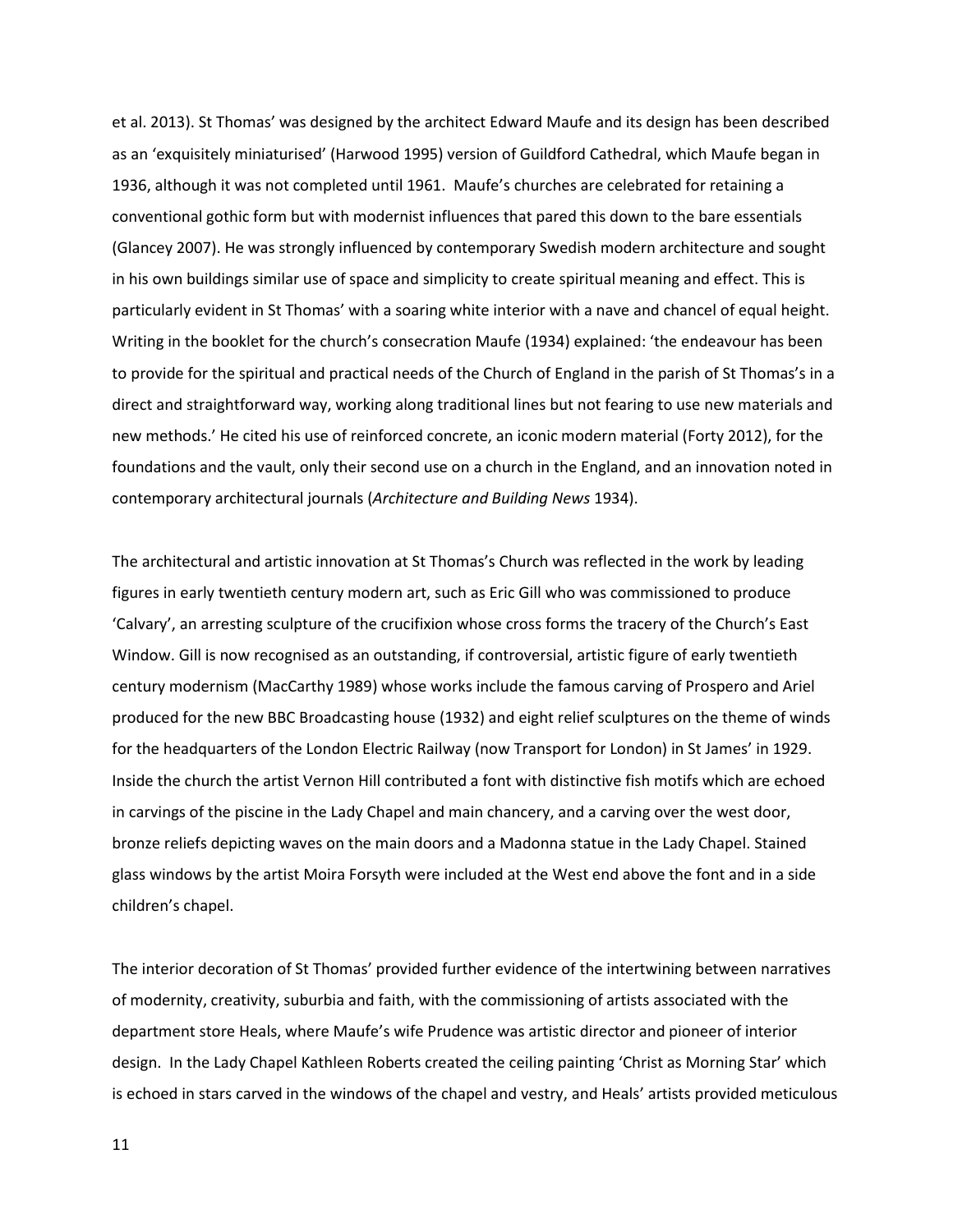et al. 2013). St Thomas' was designed by the architect Edward Maufe and its design has been described as an 'exquisitely miniaturised' (Harwood 1995) version of Guildford Cathedral, which Maufe began in 1936, although it was not completed until 1961. Maufe's churches are celebrated for retaining a conventional gothic form but with modernist influences that pared this down to the bare essentials (Glancey 2007). He was strongly influenced by contemporary Swedish modern architecture and sought in his own buildings similar use of space and simplicity to create spiritual meaning and effect. This is particularly evident in St Thomas' with a soaring white interior with a nave and chancel of equal height. Writing in the booklet for the church's consecration Maufe (1934) explained: 'the endeavour has been to provide for the spiritual and practical needs of the Church of England in the parish of St Thomas's in a direct and straightforward way, working along traditional lines but not fearing to use new materials and new methods.' He cited his use of reinforced concrete, an iconic modern material (Forty 2012), for the foundations and the vault, only their second use on a church in the England, and an innovation noted in contemporary architectural journals (*Architecture and Building News* 1934).

The architectural and artistic innovation at St Thomas's Church was reflected in the work by leading figures in early twentieth century modern art, such as Eric Gill who was commissioned to produce 'Calvary', an arresting sculpture of the crucifixion whose cross forms the tracery of the Church's East Window. Gill is now recognised as an outstanding, if controversial, artistic figure of early twentieth century modernism (MacCarthy 1989) whose works include the famous carving of Prospero and Ariel produced for the new BBC Broadcasting house (1932) and eight relief sculptures on the theme of winds for the headquarters of the London Electric Railway (now Transport for London) in St James' in 1929. Inside the church the artist Vernon Hill contributed a font with distinctive fish motifs which are echoed in carvings of the piscine in the Lady Chapel and main chancery, and a carving over the west door, bronze reliefs depicting waves on the main doors and a Madonna statue in the Lady Chapel. Stained glass windows by the artist Moira Forsyth were included at the West end above the font and in a side children's chapel.

The interior decoration of St Thomas' provided further evidence of the intertwining between narratives of modernity, creativity, suburbia and faith, with the commissioning of artists associated with the department store Heals, where Maufe's wife Prudence was artistic director and pioneer of interior design. In the Lady Chapel Kathleen Roberts created the ceiling painting 'Christ as Morning Star' which is echoed in stars carved in the windows of the chapel and vestry, and Heals' artists provided meticulous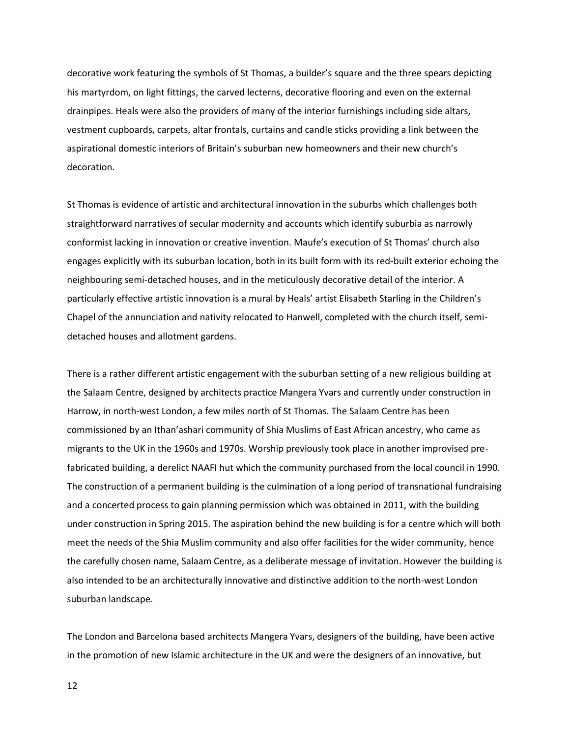decorative work featuring the symbols of St Thomas, a builder's square and the three spears depicting his martyrdom, on light fittings, the carved lecterns, decorative flooring and even on the external drainpipes. Heals were also the providers of many of the interior furnishings including side altars, vestment cupboards, carpets, altar frontals, curtains and candle sticks providing a link between the aspirational domestic interiors of Britain's suburban new homeowners and their new church's decoration.

St Thomas is evidence of artistic and architectural innovation in the suburbs which challenges both straightforward narratives of secular modernity and accounts which identify suburbia as narrowly conformist lacking in innovation or creative invention. Maufe's execution of St Thomas' church also engages explicitly with its suburban location, both in its built form with its red-built exterior echoing the neighbouring semi-detached houses, and in the meticulously decorative detail of the interior. A particularly effective artistic innovation is a mural by Heals' artist Elisabeth Starling in the Children's Chapel of the annunciation and nativity relocated to Hanwell, completed with the church itself, semi-detached houses and allotment gardens.

There is a rather different artistic engagement with the suburban setting of a new religious building at the Salaam Centre, designed by architects practice Mangera Yvars and currently under construction in Harrow, in north-west London, a few miles north of St Thomas. The Salaam Centre has been commissioned by an Ithan'ashari community of Shia Muslims of East African ancestry, who came as migrants to the UK in the 1960s and 1970s. Worship previously took place in another improvised pre-fabricated building, a derelict NAAFI hut which the community purchased from the local council in 1990. The construction of a permanent building is the culmination of a long period of transnational fundraising and a concerted process to gain planning permission which was obtained in 2011, with the building under construction in Spring 2015. The aspiration behind the new building is for a centre which will both meet the needs of the Shia Muslim community and also offer facilities for the wider community, hence the carefully chosen name, Salaam Centre, as a deliberate message of invitation. However the building is also intended to be an architecturally innovative and distinctive addition to the north-west London suburban landscape.

The London and Barcelona based architects Mangera Yvars, designers of the building, have been active in the promotion of new Islamic architecture in the UK and were the designers of an innovative, but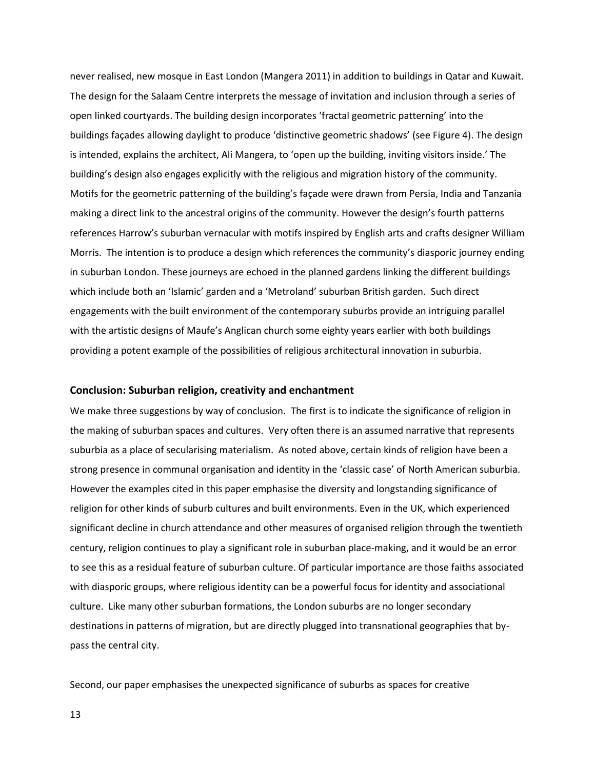never realised, new mosque in East London (Mangera 2011) in addition to buildings in Qatar and Kuwait. The design for the Salaam Centre interprets the message of invitation and inclusion through a series of open linked courtyards. The building design incorporates 'fractal geometric patterning' into the buildings façades allowing daylight to produce 'distinctive geometric shadows' (see Figure 4). The design is intended, explains the architect, Ali Mangera, to 'open up the building, inviting visitors inside.' The building's design also engages explicitly with the religious and migration history of the community. Motifs for the geometric patterning of the building's façade were drawn from Persia, India and Tanzania making a direct link to the ancestral origins of the community. However the design's fourth patterns references Harrow's suburban vernacular with motifs inspired by English arts and crafts designer William Morris. The intention is to produce a design which references the community's diasporic journey ending in suburban London. These journeys are echoed in the planned gardens linking the different buildings which include both an 'Islamic' garden and a 'Metroland' suburban British garden. Such direct engagements with the built environment of the contemporary suburbs provide an intriguing parallel with the artistic designs of Maufe's Anglican church some eighty years earlier with both buildings providing a potent example of the possibilities of religious architectural innovation in suburbia.

## Conclusion: Suburban religion, creativity and enchantment

We make three suggestions by way of conclusion. The first is to indicate the significance of religion in the making of suburban spaces and cultures. Very often there is an assumed narrative that represents suburbia as a place of secularising materialism. As noted above, certain kinds of religion have been a strong presence in communal organisation and identity in the 'classic case' of North American suburbia. However the examples cited in this paper emphasise the diversity and longstanding significance of religion for other kinds of suburb cultures and built environments. Even in the UK, which experienced significant decline in church attendance and other measures of organised religion through the twentieth century, religion continues to play a significant role in suburban place-making, and it would be an error to see this as a residual feature of suburban culture. Of particular importance are those faiths associated with diasporic groups, where religious identity can be a powerful focus for identity and associational culture. Like many other suburban formations, the London suburbs are no longer secondary destinations in patterns of migration, but are directly plugged into transnational geographies that by-pass the central city.

Second, our paper emphasises the unexpected significance of suburbs as spaces for creative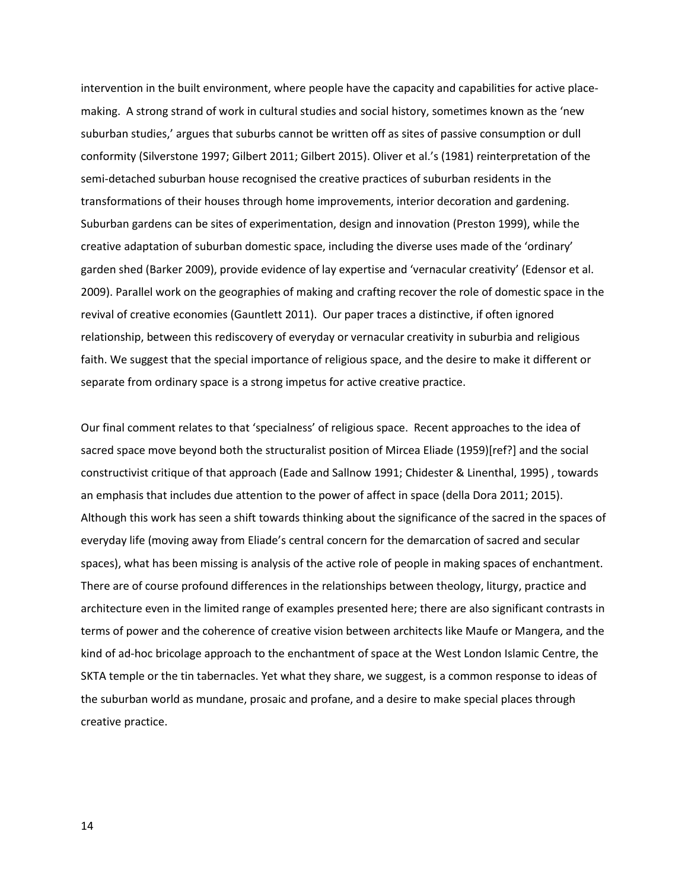intervention in the built environment, where people have the capacity and capabilities for active place-making. A strong strand of work in cultural studies and social history, sometimes known as the 'new suburban studies,' argues that suburbs cannot be written off as sites of passive consumption or dull conformity (Silverstone 1997; Gilbert 2011; Gilbert 2015). Oliver et al.'s (1981) reinterpretation of the semi-detached suburban house recognised the creative practices of suburban residents in the transformations of their houses through home improvements, interior decoration and gardening. Suburban gardens can be sites of experimentation, design and innovation (Preston 1999), while the creative adaptation of suburban domestic space, including the diverse uses made of the 'ordinary' garden shed (Barker 2009), provide evidence of lay expertise and 'vernacular creativity' (Edensor et al. 2009). Parallel work on the geographies of making and crafting recover the role of domestic space in the revival of creative economies (Gauntlett 2011). Our paper traces a distinctive, if often ignored relationship, between this rediscovery of everyday or vernacular creativity in suburbia and religious faith. We suggest that the special importance of religious space, and the desire to make it different or separate from ordinary space is a strong impetus for active creative practice.

Our final comment relates to that 'specialness' of religious space. Recent approaches to the idea of sacred space move beyond both the structuralist position of Mircea Eliade (1959)[ref?] and the social constructivist critique of that approach (Eade and Sallnow 1991; Chidester & Linenthal, 1995) , towards an emphasis that includes due attention to the power of affect in space (della Dora 2011; 2015). Although this work has seen a shift towards thinking about the significance of the sacred in the spaces of everyday life (moving away from Eliade's central concern for the demarcation of sacred and secular spaces), what has been missing is analysis of the active role of people in making spaces of enchantment. There are of course profound differences in the relationships between theology, liturgy, practice and architecture even in the limited range of examples presented here; there are also significant contrasts in terms of power and the coherence of creative vision between architects like Maufe or Mangera, and the kind of ad-hoc bricolage approach to the enchantment of space at the West London Islamic Centre, the SKTA temple or the tin tabernacles. Yet what they share, we suggest, is a common response to ideas of the suburban world as mundane, prosaic and profane, and a desire to make special places through creative practice.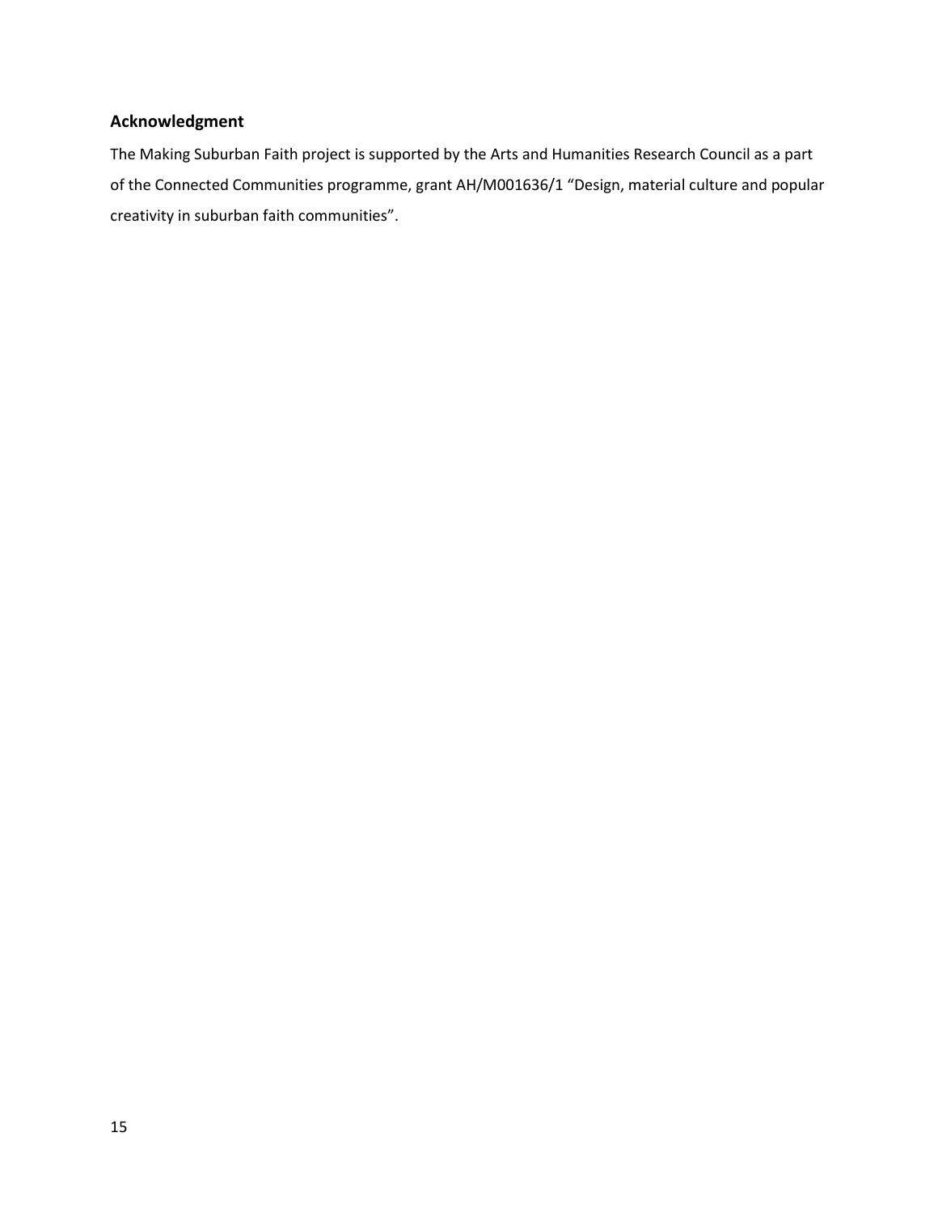## Acknowledgment

The Making Suburban Faith project is supported by the Arts and Humanities Research Council as a part of the Connected Communities programme, grant AH/M001636/1 “Design, material culture and popular creativity in suburban faith communities”.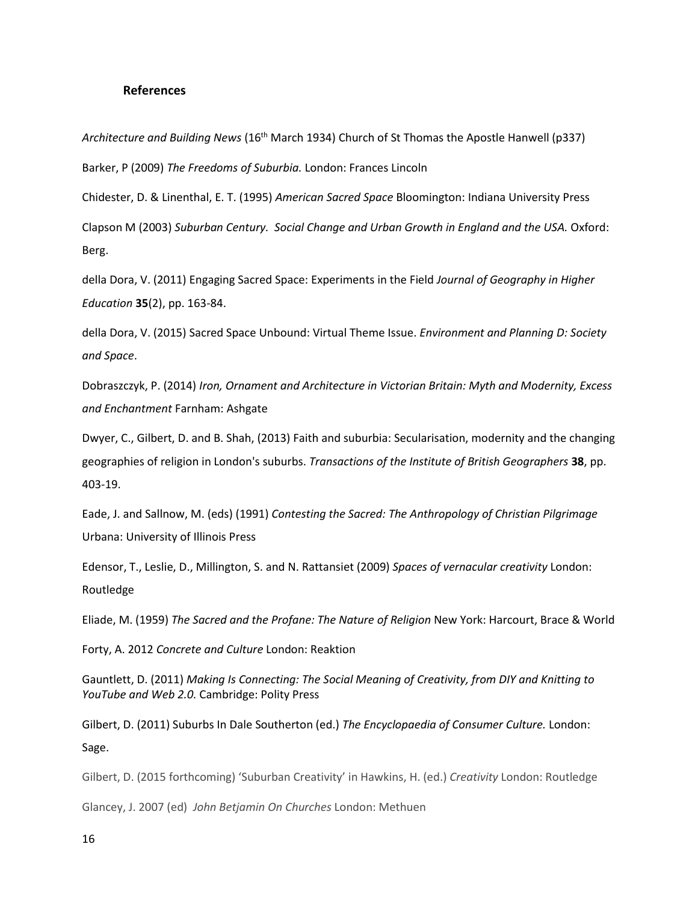## References

*Architecture and Building News* (16th March 1934) Church of St Thomas the Apostle Hanwell (p337)

Barker, P (2009) *The Freedoms of Suburbia.* London: Frances Lincoln

Chidester, D. & Linenthal, E. T. (1995) *American Sacred Space* Bloomington: Indiana University Press

Clapson M (2003) *Suburban Century. Social Change and Urban Growth in England and the USA.* Oxford: Berg.

della Dora, V. (2011) Engaging Sacred Space: Experiments in the Field *Journal of Geography in Higher Education* **35**(2), pp. 163-84.

della Dora, V. (2015) Sacred Space Unbound: Virtual Theme Issue. *Environment and Planning D: Society and Space*.

Dobraszczyk, P. (2014) *Iron, Ornament and Architecture in Victorian Britain: Myth and Modernity, Excess and Enchantment* Farnham: Ashgate

Dwyer, C., Gilbert, D. and B. Shah, (2013) Faith and suburbia: Secularisation, modernity and the changing geographies of religion in London's suburbs. *Transactions of the Institute of British Geographers* **38**, pp. 403-19.

Eade, J. and Sallnow, M. (eds) (1991) *Contesting the Sacred: The Anthropology of Christian Pilgrimage* Urbana: University of Illinois Press

Edensor, T., Leslie, D., Millington, S. and N. Rattansiet (2009) *Spaces of vernacular creativity* London: Routledge

Eliade, M. (1959) *The Sacred and the Profane: The Nature of Religion* New York: Harcourt, Brace & World

Forty, A. 2012 *Concrete and Culture* London: Reaktion

Gauntlett, D. (2011) *Making Is Connecting: The Social Meaning of Creativity, from DIY and Knitting to YouTube and Web 2.0.* Cambridge: Polity Press

Gilbert, D. (2011) Suburbs In Dale Southerton (ed.) *The Encyclopaedia of Consumer Culture.* London: Sage.

Gilbert, D. (2015 forthcoming) 'Suburban Creativity' in Hawkins, H. (ed.) *Creativity* London: Routledge

Glancey, J. 2007 (ed) *John Betjamin On Churches* London: Methuen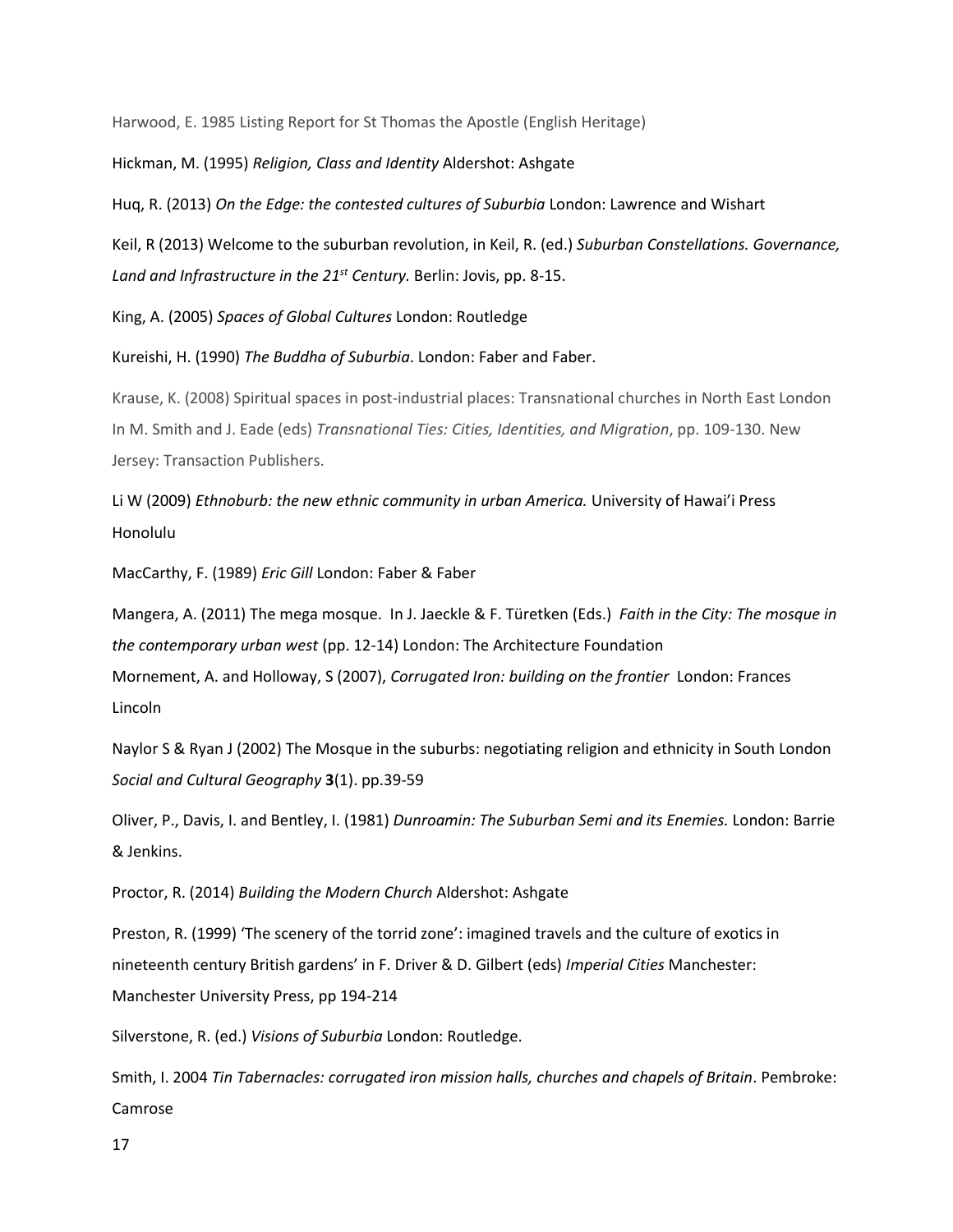Harwood, E. 1985 Listing Report for St Thomas the Apostle (English Heritage)

Hickman, M. (1995) *Religion, Class and Identity* Aldershot: Ashgate

Huq, R. (2013) *On the Edge: the contested cultures of Suburbia* London: Lawrence and Wishart

Keil, R (2013) Welcome to the suburban revolution, in Keil, R. (ed.) *Suburban Constellations. Governance, Land and Infrastructure in the 21st Century.* Berlin: Jovis, pp. 8-15.

King, A. (2005) *Spaces of Global Cultures* London: Routledge

Kureishi, H. (1990) *The Buddha of Suburbia*. London: Faber and Faber.

Krause, K. (2008) Spiritual spaces in post-industrial places: Transnational churches in North East London In M. Smith and J. Eade (eds) *Transnational Ties: Cities, Identities, and Migration*, pp. 109-130. New Jersey: Transaction Publishers.

Li W (2009) *Ethnoburb: the new ethnic community in urban America.* University of Hawai'i Press Honolulu

MacCarthy, F. (1989) *Eric Gill* London: Faber & Faber

Mangera, A. (2011) The mega mosque. In J. Jaeckle & F. Türetken (Eds.) *Faith in the City: The mosque in the contemporary urban west* (pp. 12-14) London: The Architecture Foundation

Mornement, A. and Holloway, S (2007), *Corrugated Iron: building on the frontier* London: Frances Lincoln

Naylor S & Ryan J (2002) The Mosque in the suburbs: negotiating religion and ethnicity in South London *Social and Cultural Geography* **3**(1). pp.39-59

Oliver, P., Davis, I. and Bentley, I. (1981) *Dunroamin: The Suburban Semi and its Enemies.* London: Barrie & Jenkins.

Proctor, R. (2014) *Building the Modern Church* Aldershot: Ashgate

Preston, R. (1999) 'The scenery of the torrid zone': imagined travels and the culture of exotics in nineteenth century British gardens' in F. Driver & D. Gilbert (eds) *Imperial Cities* Manchester: Manchester University Press, pp 194-214

Silverstone, R. (ed.) *Visions of Suburbia* London: Routledge.

Smith, I. 2004 *Tin Tabernacles: corrugated iron mission halls, churches and chapels of Britain*. Pembroke: Camrose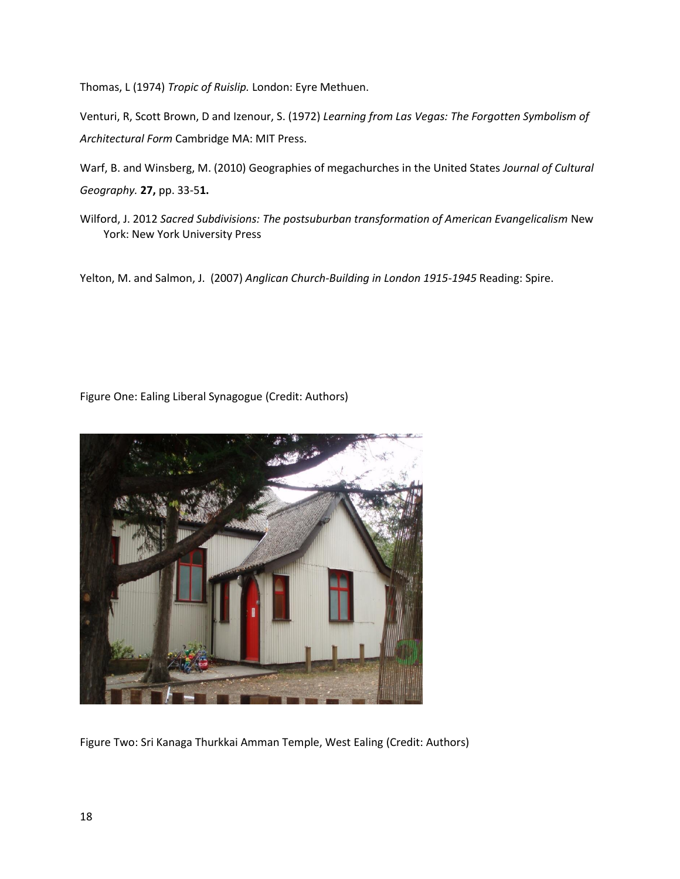Thomas, L (1974) *Tropic of Ruislip.* London: Eyre Methuen.

Venturi, R, Scott Brown, D and Izenour, S. (1972) *Learning from Las Vegas: The Forgotten Symbolism of Architectural Form* Cambridge MA: MIT Press.

Warf, B. and Winsberg, M. (2010) Geographies of megachurches in the United States *Journal of Cultural Geography.* **27,** pp. 33-5**1.**

Wilford, J. 2012 *Sacred Subdivisions: The postsuburban transformation of American Evangelicalism* New York: New York University Press

Yelton, M. and Salmon, J. (2007) *Anglican Church-Building in London 1915-1945* Reading: Spire.

Figure One: Ealing Liberal Synagogue (Credit: Authors)

Figure Two: Sri Kanaga Thurkkai Amman Temple, West Ealing (Credit: Authors)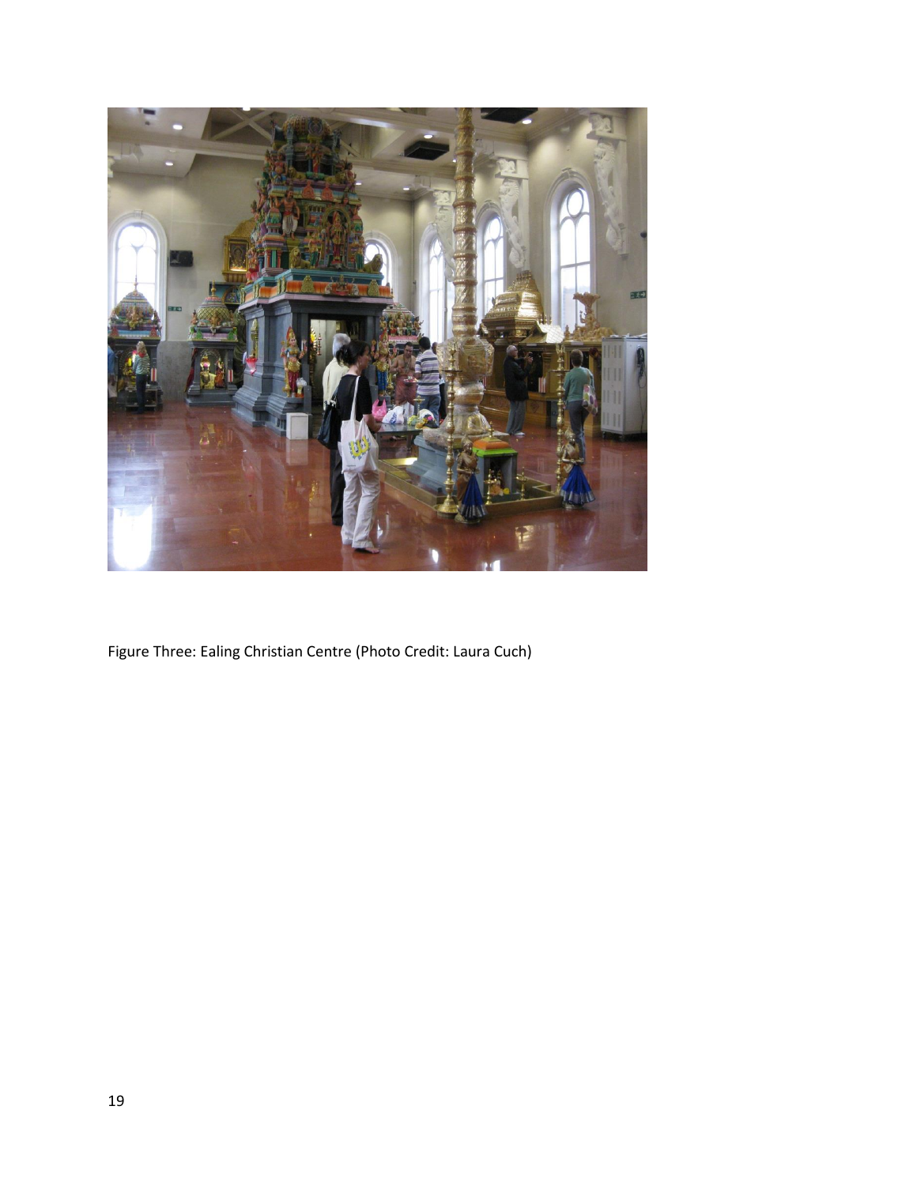Figure Three: Ealing Christian Centre (Photo Credit: Laura Cuch)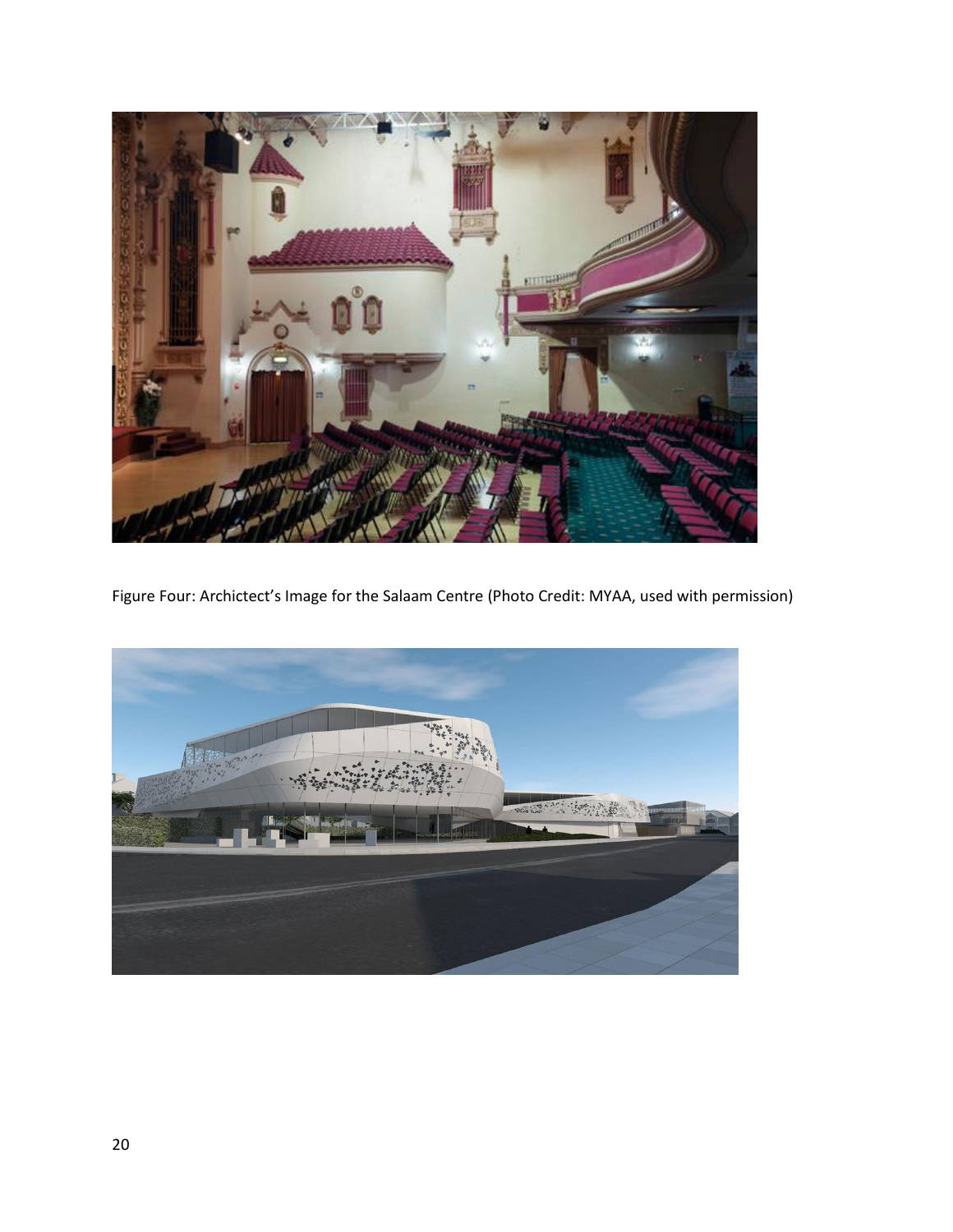Figure Four: Archictect's Image for the Salaam Centre (Photo Credit: MYAA, used with permission)